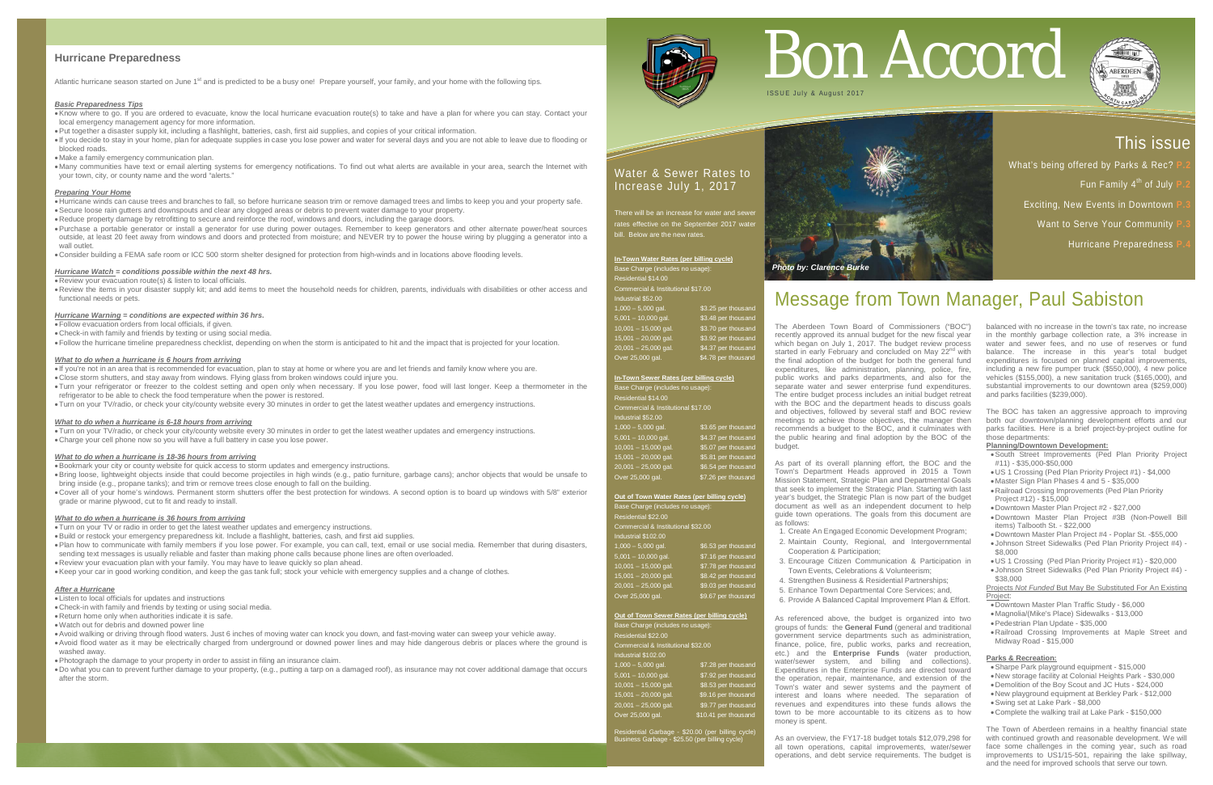# Bon Accord

ISSUE July & August 2017

## This issue

What's being offered by Parks & Rec? P.2

Fun Family 4th of July P.2

Exciting, New Events in Downtown P.3

Want to Serve Your Community P.3

Hurricane Preparedness P.4

*Photo by: Clarence Burke*

## Message from Town Manager, Paul Sabiston

The Aberdeen Town Board of Commissioners ("BOC") recently approved its annual budget for the new fiscal year which began on July 1, 2017. The budget review process started in early February and concluded on May 22nd with the final adoption of the budget for both the general fund expenditures, like administration, planning, police, fire, public works and parks departments, and also for the separate water and sewer enterprise fund expenditures. The entire budget process includes an initial budget retreat with the BOC and the department heads to discuss goals and objectives, followed by several staff and BOC review meetings to achieve those objectives, the manager then recommends a budget to the BOC, and it culminates with the public hearing and final adoption by the BOC of the budget.

As part of its overall planning effort, the BOC and the Town's Department Heads approved in 2015 a Town Mission Statement, Strategic Plan and Departmental Goals that seek to implement the Strategic Plan. Starting with last year's budget, the Strategic Plan is now part of the budget document as well as an independent document to help guide town operations. The goals from this document are as follows:

1. Create An Engaged Economic Development Program;
2. Maintain County, Regional, and Intergovernmental Cooperation & Participation;
3. Encourage Citizen Communication & Participation in Town Events, Celebrations & Volunteerism;
4. Strengthen Business & Residential Partnerships;
5. Enhance Town Departmental Core Services; and,
6. Provide A Balanced Capital Improvement Plan & Effort.

As referenced above, the budget is organized into two groups of funds: the **General Fund** (general and traditional government service departments such as administration, finance, police, fire, public works, parks and recreation, etc.) and the **Enterprise Funds** (water production, water/sewer system, and billing and collections). Expenditures in the Enterprise Funds are directed toward the operation, repair, maintenance, and extension of the Town's water and sewer systems and the payment of interest and loans where needed. The separation of revenues and expenditures into these funds allows the town to be more accountable to its citizens as to how money is spent.

As an overview, the FY17-18 budget totals $12,079,298 for all town operations, capital improvements, water/sewer operations, and debt service requirements. The budget is balanced with no increase in the town's tax rate, no increase in the monthly garbage collection rate, a 3% increase in water and sewer fees, and no use of reserves or fund balance. The increase in this year's total budget expenditures is focused on planned capital improvements, including a new fire pumper truck ($550,000), 4 new police vehicles ($155,000), a new sanitation truck ($165,000), and substantial improvements to our downtown area ($259,000) and parks facilities ($239,000).

The BOC has taken an aggressive approach to improving both our downtown/planning development efforts and our parks facilities. Here is a brief project-by-project outline for those departments:

**Planning/Downtown Development:**

- South Street Improvements (Ped Plan Priority Project #11) - $35,000-$50,000
- US 1 Crossing (Ped Plan Priority Project #1) - $4,000
- Master Sign Plan Phases 4 and 5 - $35,000
- Railroad Crossing Improvements (Ped Plan Priority Project #12) - $15,000
- Downtown Master Plan Project #2 - $27,000
- Downtown Master Plan Project #3B (Non-Powell Bill items) Talbooth St. - $22,000
- Downtown Master Plan Project #4 - Poplar St. -$55,000
- Johnson Street Sidewalks (Ped Plan Priority Project #4) - $8,000
- US 1 Crossing (Ped Plan Priority Project #1) - $20,000
- Johnson Street Sidewalks (Ped Plan Priority Project #4) - $38,000

Projects *Not Funded* But May Be Substituted For An Existing Project:

- Downtown Master Plan Traffic Study - $6,000
- Magnolia/(Mike's Place) Sidewalks - $13,000
- Pedestrian Plan Update - $35,000
- Railroad Crossing Improvements at Maple Street and Midway Road - $15,000

**Parks & Recreation:**

- Sharpe Park playground equipment - $15,000
- New storage facility at Colonial Heights Park - $30,000
- Demolition of the Boy Scout and JC Huts - $24,000
- New playground equipment at Berkley Park - $12,000
- Swing set at Lake Park - $8,000
- Complete the walking trail at Lake Park - $150,000

The Town of Aberdeen remains in a healthy financial state with continued growth and reasonable development. We will face some challenges in the coming year, such as road improvements to US1/15-501, repairing the lake spillway, and the need for improved schools that serve our town.

## Water & Sewer Rates to Increase July 1, 2017

There will be an increase for water and sewer rates effective on the September 2017 water bill. Below are the new rates.

**In-Town Water Rates (per billing cycle)**

Base Charge (includes no usage):
Residential $14.00
Commercial & Institutional $17.00
Industrial $52.00

| Usage | Rate |
|---|---|
| 1,000 – 5,000 gal. | $3.25 per thousand |
| 5,001 – 10,000 gal. | $3.48 per thousand |
| 10,001 – 15,000 gal. | $3.70 per thousand |
| 15,001 – 20,000 gal. | $3.92 per thousand |
| 20,001 – 25,000 gal. | $4.37 per thousand |
| Over 25,000 gal. | $4.78 per thousand |

**In-Town Sewer Rates (per billing cycle)**

Base Charge (includes no usage):
Residential $14.00
Commercial & Institutional $17.00
Industrial $52.00

| Usage | Rate |
|---|---|
| 1,000 – 5,000 gal. | $3.65 per thousand |
| 5,001 – 10,000 gal. | $4.37 per thousand |
| 10,001 – 15,000 gal. | $5.07 per thousand |
| 15,001 – 20,000 gal. | $5.81 per thousand |
| 20,001 – 25,000 gal. | $6.54 per thousand |
| Over 25,000 gal. | $7.26 per thousand |

**Out of Town Water Rates (per billing cycle)**

Base Charge (includes no usage):
Residential $22.00
Commercial & Institutional $32.00
Industrial $102.00

| Usage | Rate |
|---|---|
| 1,000 – 5,000 gal. | $6.53 per thousand |
| 5,001 – 10,000 gal. | $7.16 per thousand |
| 10,001 – 15,000 gal. | $7.78 per thousand |
| 15,001 – 20,000 gal. | $8.42 per thousand |
| 20,001 – 25,000 gal. | $9.03 per thousand |
| Over 25,000 gal. | $9.67 per thousand |

**Out of Town Sewer Rates (per billing cycle)**

Base Charge (includes no usage):
Residential $22.00
Commercial & Institutional $32.00
Industrial $102.00

| Usage | Rate |
|---|---|
| 1,000 – 5,000 gal. | $7.28 per thousand |
| 5,001 – 10,000 gal. | $7.92 per thousand |
| 10,001 – 15,000 gal. | $8.53 per thousand |
| 15,001 – 20,000 gal. | $9.16 per thousand |
| 20,001 – 25,000 gal. | $9.77 per thousand |
| Over 25,000 gal. | $10.41 per thousand |

Residential Garbage - $20.00 (per billing cycle)
Business Garbage - $25.50 (per billing cycle)

## Hurricane Preparedness

Atlantic hurricane season started on June 1st and is predicted to be a busy one! Prepare yourself, your family, and your home with the following tips.

***Basic Preparedness Tips***

- Know where to go. If you are ordered to evacuate, know the local hurricane evacuation route(s) to take and have a plan for where you can stay. Contact your local emergency management agency for more information.
- Put together a disaster supply kit, including a flashlight, batteries, cash, first aid supplies, and copies of your critical information.
- If you decide to stay in your home, plan for adequate supplies in case you lose power and water for several days and you are not able to leave due to flooding or blocked roads.
- Make a family emergency communication plan.
- Many communities have text or email alerting systems for emergency notifications. To find out what alerts are available in your area, search the Internet with your town, city, or county name and the word "alerts."

***Preparing Your Home***

- Hurricane winds can cause trees and branches to fall, so before hurricane season trim or remove damaged trees and limbs to keep you and your property safe.
- Secure loose rain gutters and downspouts and clear any clogged areas or debris to prevent water damage to your property.
- Reduce property damage by retrofitting to secure and reinforce the roof, windows and doors, including the garage doors.
- Purchase a portable generator or install a generator for use during power outages. Remember to keep generators and other alternate power/heat sources outside, at least 20 feet away from windows and doors and protected from moisture; and NEVER try to power the house wiring by plugging a generator into a wall outlet.
- Consider building a FEMA safe room or ICC 500 storm shelter designed for protection from high-winds and in locations above flooding levels.

***Hurricane Watch = conditions possible within the next 48 hrs.***

- Review your evacuation route(s) & listen to local officials.
- Review the items in your disaster supply kit; and add items to meet the household needs for children, parents, individuals with disabilities or other access and functional needs or pets.

***Hurricane Warning = conditions are expected within 36 hrs.***

- Follow evacuation orders from local officials, if given.
- Check-in with family and friends by texting or using social media.
- Follow the hurricane timeline preparedness checklist, depending on when the storm is anticipated to hit and the impact that is projected for your location.

***What to do when a hurricane is 6 hours from arriving***

- If you're not in an area that is recommended for evacuation, plan to stay at home or where you are and let friends and family know where you are.
- Close storm shutters, and stay away from windows. Flying glass from broken windows could injure you.
- Turn your refrigerator or freezer to the coldest setting and open only when necessary. If you lose power, food will last longer. Keep a thermometer in the refrigerator to be able to check the food temperature when the power is restored.
- Turn on your TV/radio, or check your city/county website every 30 minutes in order to get the latest weather updates and emergency instructions.

***What to do when a hurricane is 6-18 hours from arriving***

- Turn on your TV/radio, or check your city/county website every 30 minutes in order to get the latest weather updates and emergency instructions.
- Charge your cell phone now so you will have a full battery in case you lose power.

***What to do when a hurricane is 18-36 hours from arriving***

- Bookmark your city or county website for quick access to storm updates and emergency instructions.
- Bring loose, lightweight objects inside that could become projectiles in high winds (e.g., patio furniture, garbage cans); anchor objects that would be unsafe to bring inside (e.g., propane tanks); and trim or remove trees close enough to fall on the building.
- Cover all of your home's windows. Permanent storm shutters offer the best protection for windows. A second option is to board up windows with 5/8" exterior grade or marine plywood, cut to fit and ready to install.

***What to do when a hurricane is 36 hours from arriving***

- Turn on your TV or radio in order to get the latest weather updates and emergency instructions.
- Build or restock your emergency preparedness kit. Include a flashlight, batteries, cash, and first aid supplies.
- Plan how to communicate with family members if you lose power. For example, you can call, text, email or use social media. Remember that during disasters, sending text messages is usually reliable and faster than making phone calls because phone lines are often overloaded.
- Review your evacuation plan with your family. You may have to leave quickly so plan ahead.
- Keep your car in good working condition, and keep the gas tank full; stock your vehicle with emergency supplies and a change of clothes.

***After a Hurricane***

- Listen to local officials for updates and instructions
- Check-in with family and friends by texting or using social media.
- Return home only when authorities indicate it is safe.
- Watch out for debris and downed power line
- Avoid walking or driving through flood waters. Just 6 inches of moving water can knock you down, and fast-moving water can sweep your vehicle away.
- Avoid flood water as it may be electrically charged from underground or downed power lines and may hide dangerous debris or places where the ground is washed away.
- Photograph the damage to your property in order to assist in filing an insurance claim.
- Do what you can to prevent further damage to your property, (e.g., putting a tarp on a damaged roof), as insurance may not cover additional damage that occurs after the storm.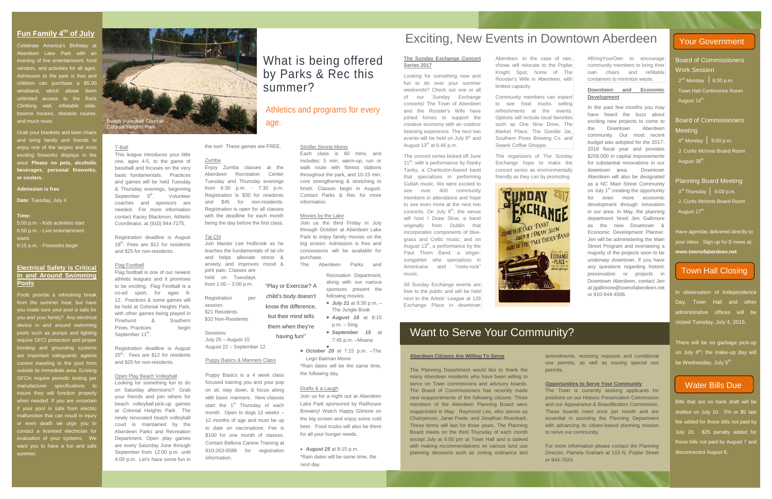## Fun Family 4th of July

Celebrate America's Birthday at Aberdeen Lake Park with an evening of live entertainment, food vendors, and activities for all ages. Admission to the park is free and children can purchase a $5.00 wristband, which allows them unlimited access to the Rock Climbing wall, inflatable slide, bounce houses, obstacle course, and much more.

Grab your blankets and lawn chairs and bring family and friends to enjoy one of the largest and most exciting fireworks displays in the area! **Please no pets, alcoholic beverages, personal fireworks, or coolers.**

**Admission is free**

**Date:** Tuesday, July 4

**Time:**
5:00 p.m. - Kids activities start
6:00 p.m. - Live entertainment starts
9:15 p.m. - Fireworks begin

## Electrical Safety is Critical In and Around Swimming Pools

Pools provide a refreshing break from the summer heat, but have you made sure your pool is safe for you and your family? Any electrical device in and around swimming pools such as pumps and lighting require GFCI protection and proper bonding and grounding systems are important safeguards against current traveling to the pool from outside its immediate area. Existing GFCIs require periodic testing per manufacturer specifications to insure they will function properly when needed. If you are uncertain if your pool is safe from electric malfunction that can result in injury or even death we urge you to contact a licensed electrician for evaluation of your systems. We want you to have a fun and safe summer.

Beach Volleyball Court at Colonial Heights Park

# What is being offered by Parks & Rec this summer?

## Athletics and programs for every age.

### T-Ball

This league introduces your little one, ages 4-5, to the game of baseball and focuses on the very basic fundamentals. Practices and games will be held Tuesday & Thursday evenings, beginning September 5th. Volunteer coaches and sponsors are needed. For more information contact Kacey Blackmon, Athletic Coordinator, at (910) 944-7275.

Registration deadline is August 18th. Fees are $12 for residents and $25 for non-residents.

### Flag Football

Flag football is one of our newest athletic leagues and it promises to be exciting. Flag Football is a co-ed sport, for ages 9-12. Practices & some games will be held at Colonial Heights Park, with other games being played in Pinehurst & Southern Pines. Practices begin September 11th.

Registration deadline is August 25th. Fees are $12 for residents and $25 for non-residents.

### Open Play Beach Volleyball

Looking for something fun to do on Saturday afternoons? Grab your friends and join others for beach volleyball pick-up games at Colonial Heights Park. The newly renovated beach volleyball court is maintained by the Aberdeen Parks and Recreation Department. Open play games are every Saturday June through September from 12:00 p.m. until 4:00 p.m. Let's have some fun in the sun! These games are FREE.

### Zumba

Enjoy Zumba classes at the Aberdeen Recreation Center Tuesday and Thursday evenings from 6:30 p.m. - 7:30 p.m. Registration is $30 for residents and $45 for non-residents. Registration is open for all classes with the deadline for each month being the day before the first class.

### Tai Chi

Join Master Lee Holbrook as he teaches the fundamentals of tai chi and helps alleviate stress & anxiety and improves mood & joint pain. Classes are held on Tuesdays from 1:00 – 2:00 p.m.

Registration per session:
$21 Residents
$32 Non-Residents

Sessions:
July 25 – August 15
August 22 – September 12

"Play or Exercise? A child's body doesn't know the difference, but their mind tells them when they're having fun!"

### Puppy Basics & Manners Class

Puppy Basics is a 4 week class focused training you and your pup on sit, stay down, & focus along with basic manners. New classes start the 1st Thursday of each month. Open to dogs 12 weeks – 12 months of age and must be up to date on vaccinations. Fee is $100 for one month of classes. Contact Bellona Canine Training at 910-263-0588 for registration information.

### Stroller Strong Moms

Each class is 60 mins. and includes: 5 min. warm-up, run or walk route with fitness stations throughout the park, and 10-15 min. core strengthening & stretching to finish. Classes begin in August. Contact Parks & Rec for more information.

### Movies by the Lake

Join us the third Friday in July through October at Aberdeen Lake Park to enjoy family movies on the big screen. Admission is free and concessions will be available for purchase.

The Aberdeen Parks and Recreation Department, along with our various sponsors present the following movies:

- ***July 21*** at 8:30 p.m. – The Jungle Book
- ***August 18*** at 8:15 p.m. – Sing
- ***September 15*** at 7:45 p.m. –Moana
- ***October 20*** at 7:15 p.m. –The Lego Batman Movie

*Rain dates will be the same time, the following day.

### Drafts & a Laugh

Join us for a night out at Aberdeen Lake Park sponsored by Railhouse Brewery! Watch Happy Gilmore on the big screen and enjoy some cold beer. Food trucks will also be there for all your hunger needs.

- ***August 25*** at 8:15 p.m.

*Rain dates will be same time, the next day.

# Exciting, New Events in Downtown Aberdeen

### The Sunday Exchange Concert Series 2017

Looking for something new and fun to do over your summer weekends? Check out one or all of our Sunday Exchange concerts! The Town of Aberdeen and the Rooster's Wife have joined forces to support the creative economy with an outdoor listening experience. The next two events will be held on July 9th and August 13th at 6:46 p.m.

The concert series kicked off June 11th, with a performance by Ranky Tanky, a Charleston-based band that specializes in performing Gullah music. We were excited to see over 400 community members in attendance and hope to see even more at the next two concerts. On July 9th, the venue will host I Draw Slow, a band originally from Dublin that incorporates components of blue-grass and Celtic music; and on August 13th, a performance by the Paul Thorn Band, a singer-songwriter who specializes in Americana and "roots-rock" music.

All Sunday Exchange events are free to the public and will be held next to the Artists' League at 129 Exchange Place in downtown Aberdeen. In the case of rain, shows will relocate to the Poplar Knight Spot, home of The Rooster's Wife in Aberdeen, with limited capacity.

Community members can expect to see food trucks selling refreshments at the events. Options will include local favorites such as One Nine Drive, The Market Place, The Goodie Jar, Southern Pines Brewing Co. and Swank Coffee Shoppe.

The organizers of The Sunday Exchange hope to make the concert series as environmentally friendly as they can by promoting #BringYourOwn to encourage community members to bring their own chairs and refillable containers to minimize waste.

### Downtown and Economic Development

In the past few months you may have heard the buzz about exciting new projects to come to the Downtown Aberdeen community. Our most recent budget was adopted for the 2017-2018 fiscal year and provides $258,000 in capital improvements for substantial renovations in our downtown area. Downtown Aberdeen will also be designated as a NC Main Street Community on July 1st creating the opportunity for even more economic development through innovation in our area. In May, the planning department hired Jen Gallimore as the new Downtown & Economic Development Planner. Jen will be administering the Main Street Program and overseeing a majority of the projects soon to be underway downtown. If you have any questions regarding historic preservation or projects in Downtown Aberdeen, contact Jen at jgallimore@townofaberdeen.net or 910-944-4506.

# Want to Serve Your Community?

### Aberdeen Citizens Are Willing To Serve

The Planning Department would like to thank the many Aberdeen residents who have been willing to serve on Town commissions and advisory boards. The Board of Commissioners has recently made new reappointments of the following citizens: Three members of the Aberdeen Planning Board were reappointed in May: Raymond Lee, who serves as Chairperson, Janet Peele, and Jonathan Rivenbark. These terms will last for three years. The Planning Board meets on the third Thursday of each month except July at 6:00 pm at Town Hall and is tasked with making recommendations on various land use planning decisions such as zoning ordinance text amendments, rezoning requests and conditional use permits, as well as issuing special use permits.

### Opportunities to Serve Your Community

The Town is currently seeking applicants for positions on our Historic Preservation Commission and our Appearance & Beautification Commission. These boards meet once per month and are essential in assisting the Planning Department with advancing its citizen-based planning mission to serve our community.

For more information please contact the Planning Director, Pamela Graham at 115 N. Poplar Street or 944-7024.

## Your Government

**Board of Commissioners Work Session**
2nd Monday | 6:00 p.m.
Town Hall Conference Room
August 14th

**Board of Commissioners Meeting**
4th Monday | 6:00 p.m.
J. Curtis McInnis Board Room
August 28th

**Planning Board Meeting**
3rd Thursday | 6:00 p.m.
J. Curtis McInnis Board Room
August 17th

Have agendas delivered directly to your inbox. Sign up for E-news at: **www.townofaberdeen.net**.

## Town Hall Closing

In observation of Independence Day, Town Hall and other administrative offices will be closed Tuesday, July 4, 2016.

There will be no garbage pick-up on July 4th; the make-up day will be Wednesday, July 5th.

## Water Bills Due

Bills that are on bank draft will be drafted on July 10. 5% or $5 late fee added for those bills not paid by July 20. $25 penalty added for those bills not paid by August 7 and disconnected August 8.